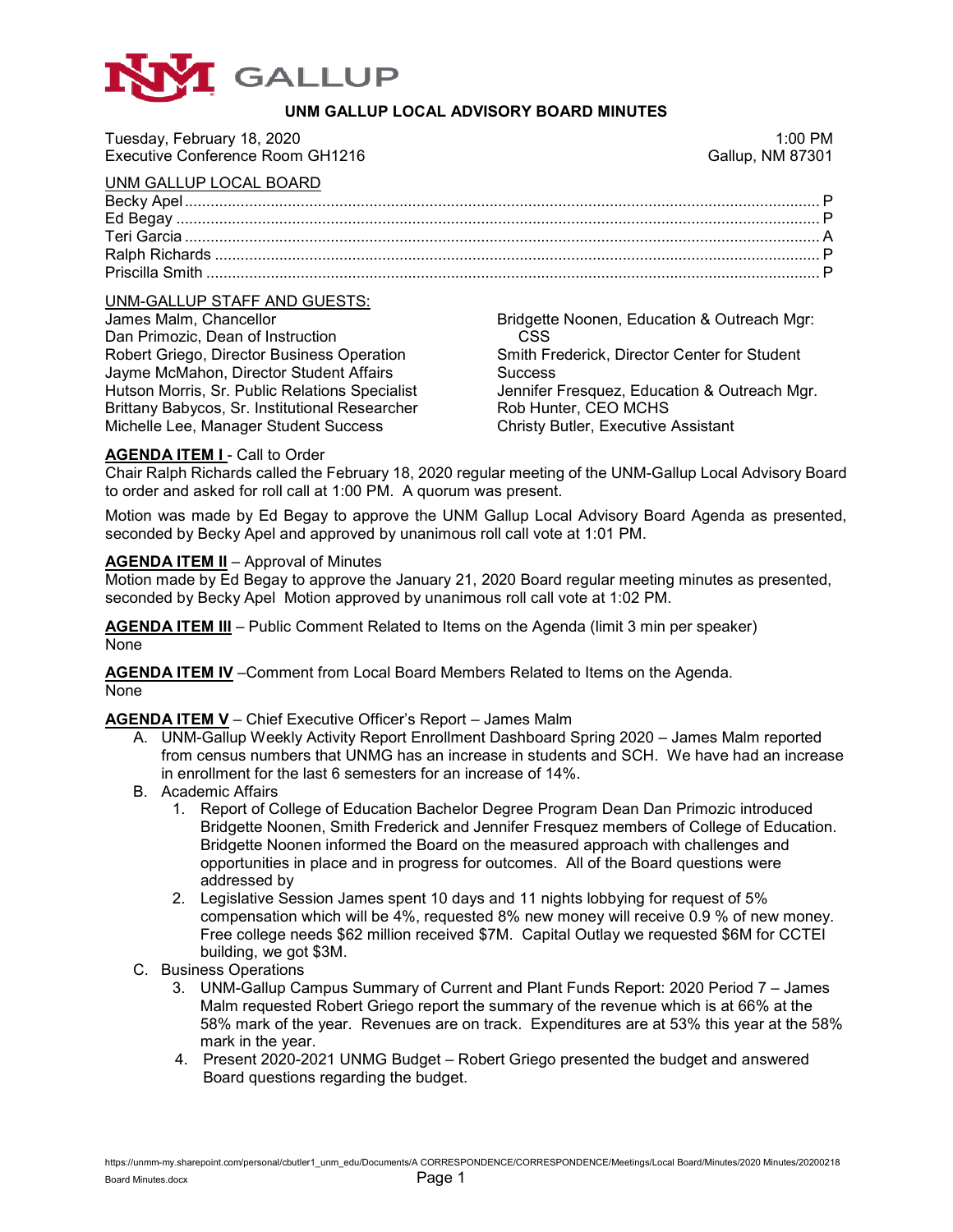# UNM GALLUP LOCAL ADVISORY BOARD MINUTES

Tuesday, February 18, 2020 — 1:00 PM
Executive Conference Room GH1216 — Gallup, NM 87301

UNM GALLUP LOCAL BOARD

Becky Apel ............................................................ P
Ed Begay ............................................................ P
Teri Garcia ............................................................ A
Ralph Richards ............................................................ P
Priscilla Smith ............................................................ P

UNM-GALLUP STAFF AND GUESTS:

James Malm, Chancellor
Dan Primozic, Dean of Instruction
Robert Griego, Director Business Operation
Jayme McMahon, Director Student Affairs
Hutson Morris, Sr. Public Relations Specialist
Brittany Babycos, Sr. Institutional Researcher
Michelle Lee, Manager Student Success
Bridgette Noonen, Education & Outreach Mgr: CSS
Smith Frederick, Director Center for Student Success
Jennifer Fresquez, Education & Outreach Mgr.
Rob Hunter, CEO MCHS
Christy Butler, Executive Assistant

**AGENDA ITEM I** - Call to Order
Chair Ralph Richards called the February 18, 2020 regular meeting of the UNM-Gallup Local Advisory Board to order and asked for roll call at 1:00 PM. A quorum was present.

Motion was made by Ed Begay to approve the UNM Gallup Local Advisory Board Agenda as presented, seconded by Becky Apel and approved by unanimous roll call vote at 1:01 PM.

**AGENDA ITEM II** – Approval of Minutes
Motion made by Ed Begay to approve the January 21, 2020 Board regular meeting minutes as presented, seconded by Becky Apel Motion approved by unanimous roll call vote at 1:02 PM.

**AGENDA ITEM III** – Public Comment Related to Items on the Agenda (limit 3 min per speaker)
None

**AGENDA ITEM IV** –Comment from Local Board Members Related to Items on the Agenda.
None

**AGENDA ITEM V** – Chief Executive Officer's Report – James Malm

A. UNM-Gallup Weekly Activity Report Enrollment Dashboard Spring 2020 – James Malm reported from census numbers that UNMG has an increase in students and SCH. We have had an increase in enrollment for the last 6 semesters for an increase of 14%.
B. Academic Affairs
   1. Report of College of Education Bachelor Degree Program Dean Dan Primozic introduced Bridgette Noonen, Smith Frederick and Jennifer Fresquez members of College of Education. Bridgette Noonen informed the Board on the measured approach with challenges and opportunities in place and in progress for outcomes. All of the Board questions were addressed by
   2. Legislative Session James spent 10 days and 11 nights lobbying for request of 5% compensation which will be 4%, requested 8% new money will receive 0.9 % of new money. Free college needs $62 million received $7M. Capital Outlay we requested $6M for CCTEI building, we got $3M.
C. Business Operations
   3. UNM-Gallup Campus Summary of Current and Plant Funds Report: 2020 Period 7 – James Malm requested Robert Griego report the summary of the revenue which is at 66% at the 58% mark of the year. Revenues are on track. Expenditures are at 53% this year at the 58% mark in the year.
   4. Present 2020-2021 UNMG Budget – Robert Griego presented the budget and answered Board questions regarding the budget.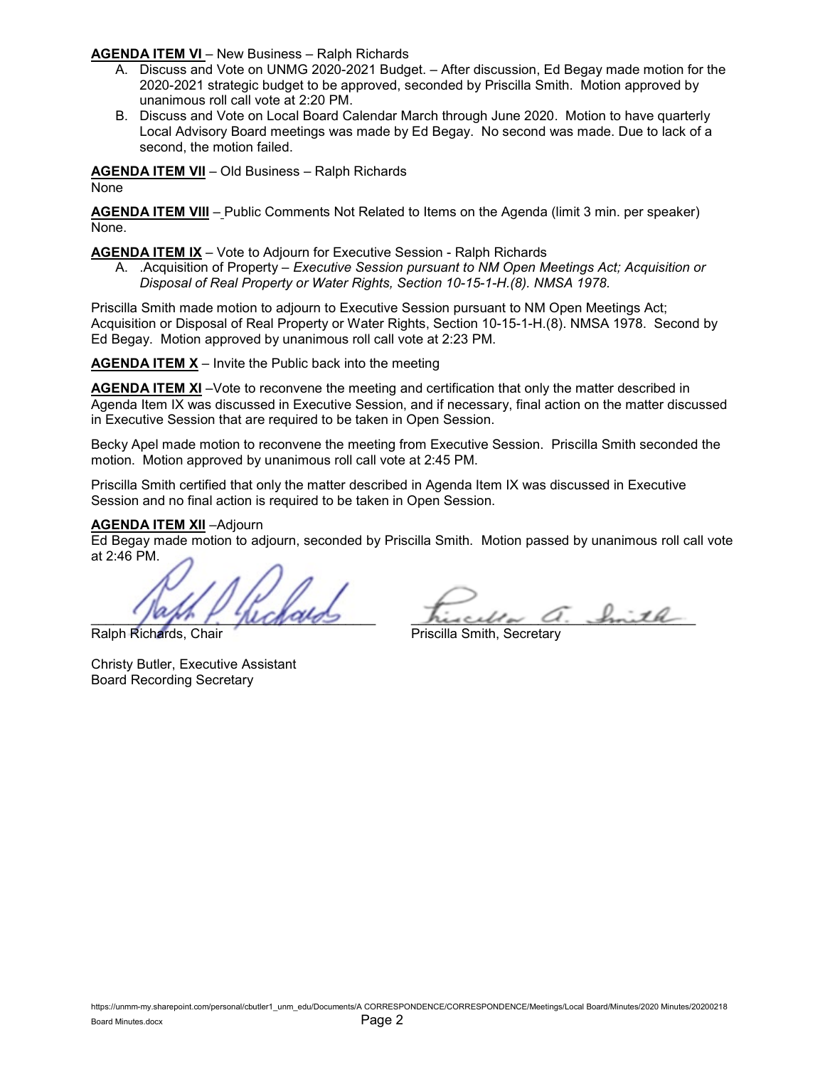**AGENDA ITEM VI** – New Business – Ralph Richards

A. Discuss and Vote on UNMG 2020-2021 Budget. – After discussion, Ed Begay made motion for the 2020-2021 strategic budget to be approved, seconded by Priscilla Smith. Motion approved by unanimous roll call vote at 2:20 PM.

B. Discuss and Vote on Local Board Calendar March through June 2020. Motion to have quarterly Local Advisory Board meetings was made by Ed Begay. No second was made. Due to lack of a second, the motion failed.

**AGENDA ITEM VII** – Old Business – Ralph Richards

None

**AGENDA ITEM VIII** – Public Comments Not Related to Items on the Agenda (limit 3 min. per speaker)

None.

**AGENDA ITEM IX** – Vote to Adjourn for Executive Session - Ralph Richards

A. .Acquisition of Property – *Executive Session pursuant to NM Open Meetings Act; Acquisition or Disposal of Real Property or Water Rights, Section 10-15-1-H.(8). NMSA 1978.*

Priscilla Smith made motion to adjourn to Executive Session pursuant to NM Open Meetings Act; Acquisition or Disposal of Real Property or Water Rights, Section 10-15-1-H.(8). NMSA 1978. Second by Ed Begay. Motion approved by unanimous roll call vote at 2:23 PM.

**AGENDA ITEM X** – Invite the Public back into the meeting

**AGENDA ITEM XI** –Vote to reconvene the meeting and certification that only the matter described in Agenda Item IX was discussed in Executive Session, and if necessary, final action on the matter discussed in Executive Session that are required to be taken in Open Session.

Becky Apel made motion to reconvene the meeting from Executive Session. Priscilla Smith seconded the motion. Motion approved by unanimous roll call vote at 2:45 PM.

Priscilla Smith certified that only the matter described in Agenda Item IX was discussed in Executive Session and no final action is required to be taken in Open Session.

**AGENDA ITEM XII** –Adjourn

Ed Begay made motion to adjourn, seconded by Priscilla Smith. Motion passed by unanimous roll call vote at 2:46 PM.

Ralph Richards, Chair

Priscilla Smith, Secretary

Christy Butler, Executive Assistant
Board Recording Secretary

https://unmm-my.sharepoint.com/personal/cbutler1_unm_edu/Documents/A CORRESPONDENCE/CORRESPONDENCE/Meetings/Local Board/Minutes/2020 Minutes/20200218 Board Minutes.docx